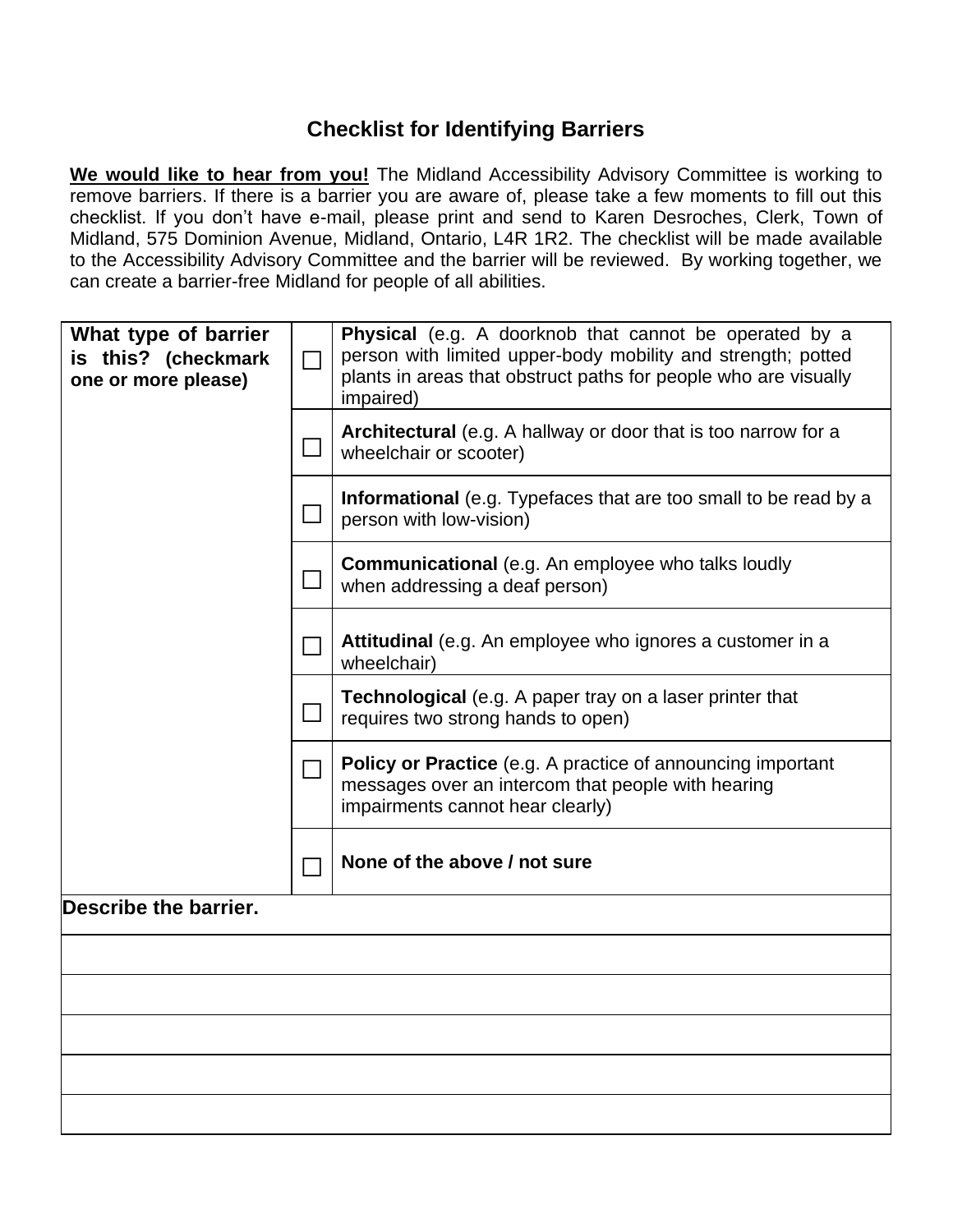# Checklist for Identifying Barriers

**We would like to hear from you!** The Midland Accessibility Advisory Committee is working to remove barriers. If there is a barrier you are aware of, please take a few moments to fill out this checklist. If you don't have e-mail, please print and send to Karen Desroches, Clerk, Town of Midland, 575 Dominion Avenue, Midland, Ontario, L4R 1R2. The checklist will be made available to the Accessibility Advisory Committee and the barrier will be reviewed. By working together, we can create a barrier-free Midland for people of all abilities.

| **What type of barrier is this? (checkmark one or more please)** | ☐ | **Physical** (e.g. A doorknob that cannot be operated by a person with limited upper-body mobility and strength; potted plants in areas that obstruct paths for people who are visually impaired) |
|---|---|---|
| | ☐ | **Architectural** (e.g. A hallway or door that is too narrow for a wheelchair or scooter) |
| | ☐ | **Informational** (e.g. Typefaces that are too small to be read by a person with low-vision) |
| | ☐ | **Communicational** (e.g. An employee who talks loudly when addressing a deaf person) |
| | ☐ | **Attitudinal** (e.g. An employee who ignores a customer in a wheelchair) |
| | ☐ | **Technological** (e.g. A paper tray on a laser printer that requires two strong hands to open) |
| | ☐ | **Policy or Practice** (e.g. A practice of announcing important messages over an intercom that people with hearing impairments cannot hear clearly) |
| | ☐ | **None of the above / not sure** |

| **Describe the barrier.** |
|---|
| |
| |
| |
| |
| |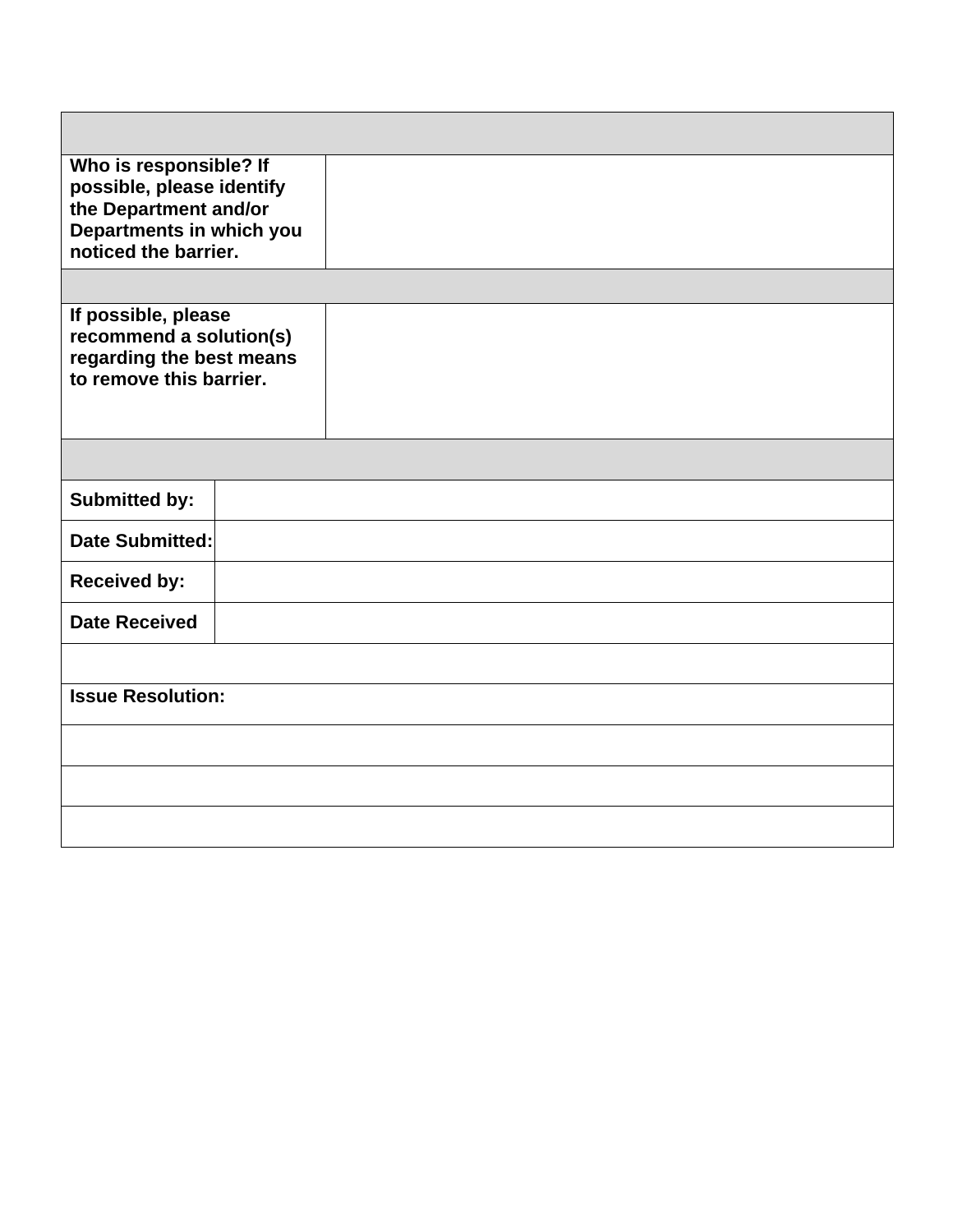| | |
|---|---|
| | |
| **Who is responsible? If possible, please identify the Department and/or Departments in which you noticed the barrier.** | |
| | |
| **If possible, please recommend a solution(s) regarding the best means to remove this barrier.** | |
| | |
| **Submitted by:** | |
| **Date Submitted:** | |
| **Received by:** | |
| **Date Received** | |
| | |
| **Issue Resolution:** | |
| | |
| | |
| | |